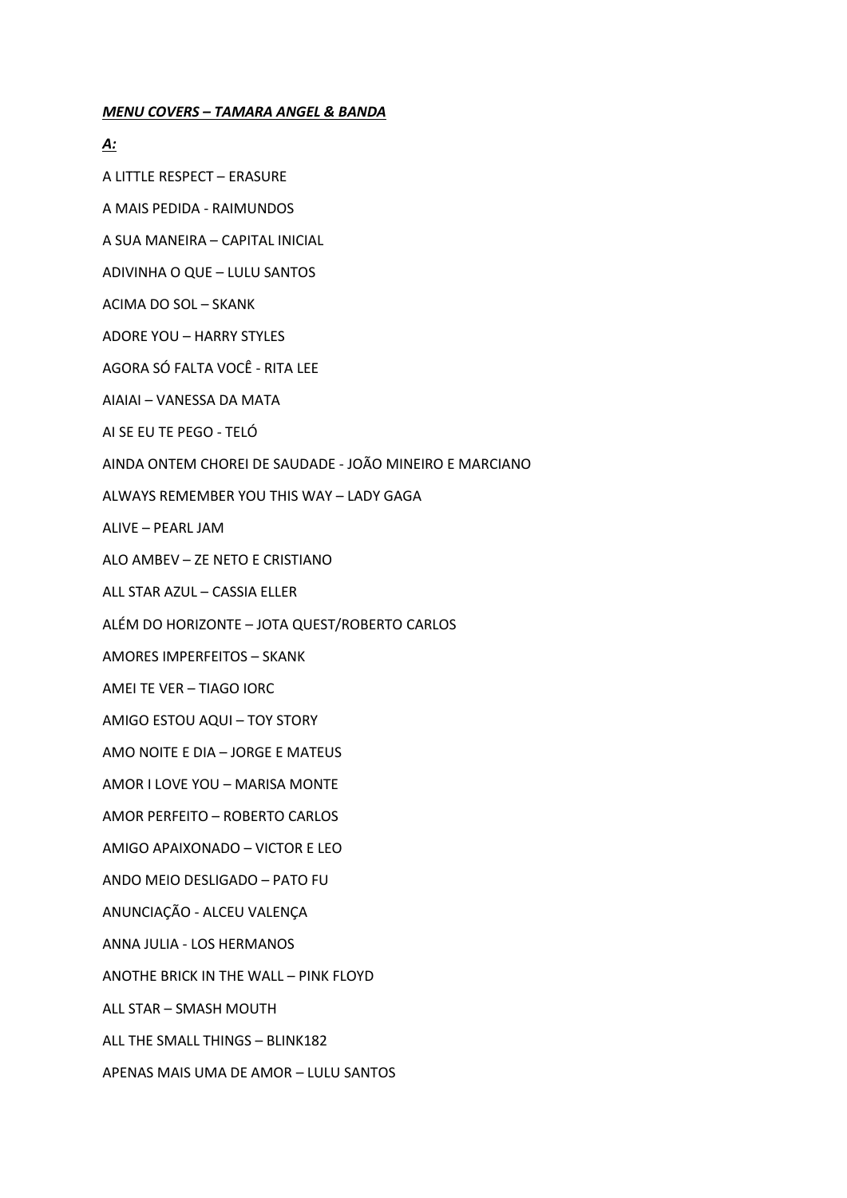***MENU COVERS – TAMARA ANGEL & BANDA***

***A:***

A LITTLE RESPECT – ERASURE

A MAIS PEDIDA - RAIMUNDOS

A SUA MANEIRA – CAPITAL INICIAL

ADIVINHA O QUE – LULU SANTOS

ACIMA DO SOL – SKANK

ADORE YOU – HARRY STYLES

AGORA SÓ FALTA VOCÊ - RITA LEE

AIAIAI – VANESSA DA MATA

AI SE EU TE PEGO - TELÓ

AINDA ONTEM CHOREI DE SAUDADE - JOÃO MINEIRO E MARCIANO

ALWAYS REMEMBER YOU THIS WAY – LADY GAGA

ALIVE – PEARL JAM

ALO AMBEV – ZE NETO E CRISTIANO

ALL STAR AZUL – CASSIA ELLER

ALÉM DO HORIZONTE – JOTA QUEST/ROBERTO CARLOS

AMORES IMPERFEITOS – SKANK

AMEI TE VER – TIAGO IORC

AMIGO ESTOU AQUI – TOY STORY

AMO NOITE E DIA – JORGE E MATEUS

AMOR I LOVE YOU – MARISA MONTE

AMOR PERFEITO – ROBERTO CARLOS

AMIGO APAIXONADO – VICTOR E LEO

ANDO MEIO DESLIGADO – PATO FU

ANUNCIAÇÃO - ALCEU VALENÇA

ANNA JULIA - LOS HERMANOS

ANOTHE BRICK IN THE WALL – PINK FLOYD

ALL STAR – SMASH MOUTH

ALL THE SMALL THINGS – BLINK182

APENAS MAIS UMA DE AMOR – LULU SANTOS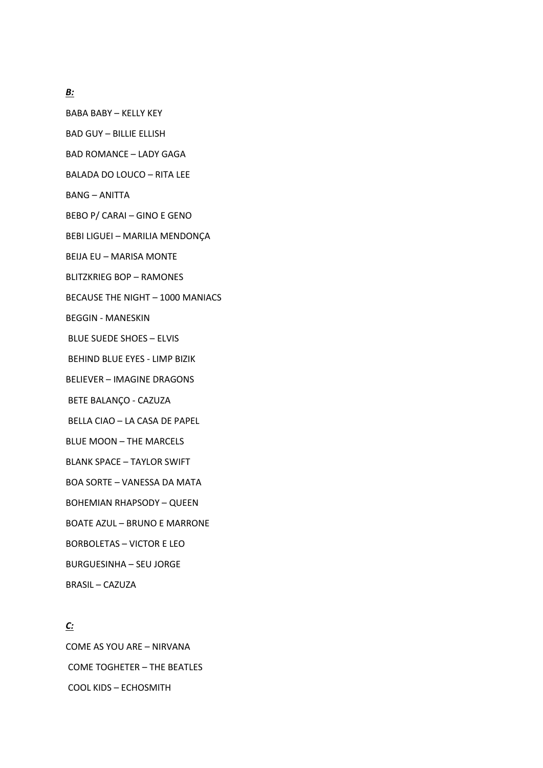***B:***

BABA BABY – KELLY KEY

BAD GUY – BILLIE ELLISH

BAD ROMANCE – LADY GAGA

BALADA DO LOUCO – RITA LEE

BANG – ANITTA

BEBO P/ CARAI – GINO E GENO

BEBI LIGUEI – MARILIA MENDONÇA

BEIJA EU – MARISA MONTE

BLITZKRIEG BOP – RAMONES

BECAUSE THE NIGHT – 1000 MANIACS

BEGGIN - MANESKIN

BLUE SUEDE SHOES – ELVIS

BEHIND BLUE EYES - LIMP BIZIK

BELIEVER – IMAGINE DRAGONS

BETE BALANÇO - CAZUZA

BELLA CIAO – LA CASA DE PAPEL

BLUE MOON – THE MARCELS

BLANK SPACE – TAYLOR SWIFT

BOA SORTE – VANESSA DA MATA

BOHEMIAN RHAPSODY – QUEEN

BOATE AZUL – BRUNO E MARRONE

BORBOLETAS – VICTOR E LEO

BURGUESINHA – SEU JORGE

BRASIL – CAZUZA

***C:***

COME AS YOU ARE – NIRVANA

COME TOGHETER – THE BEATLES

COOL KIDS – ECHOSMITH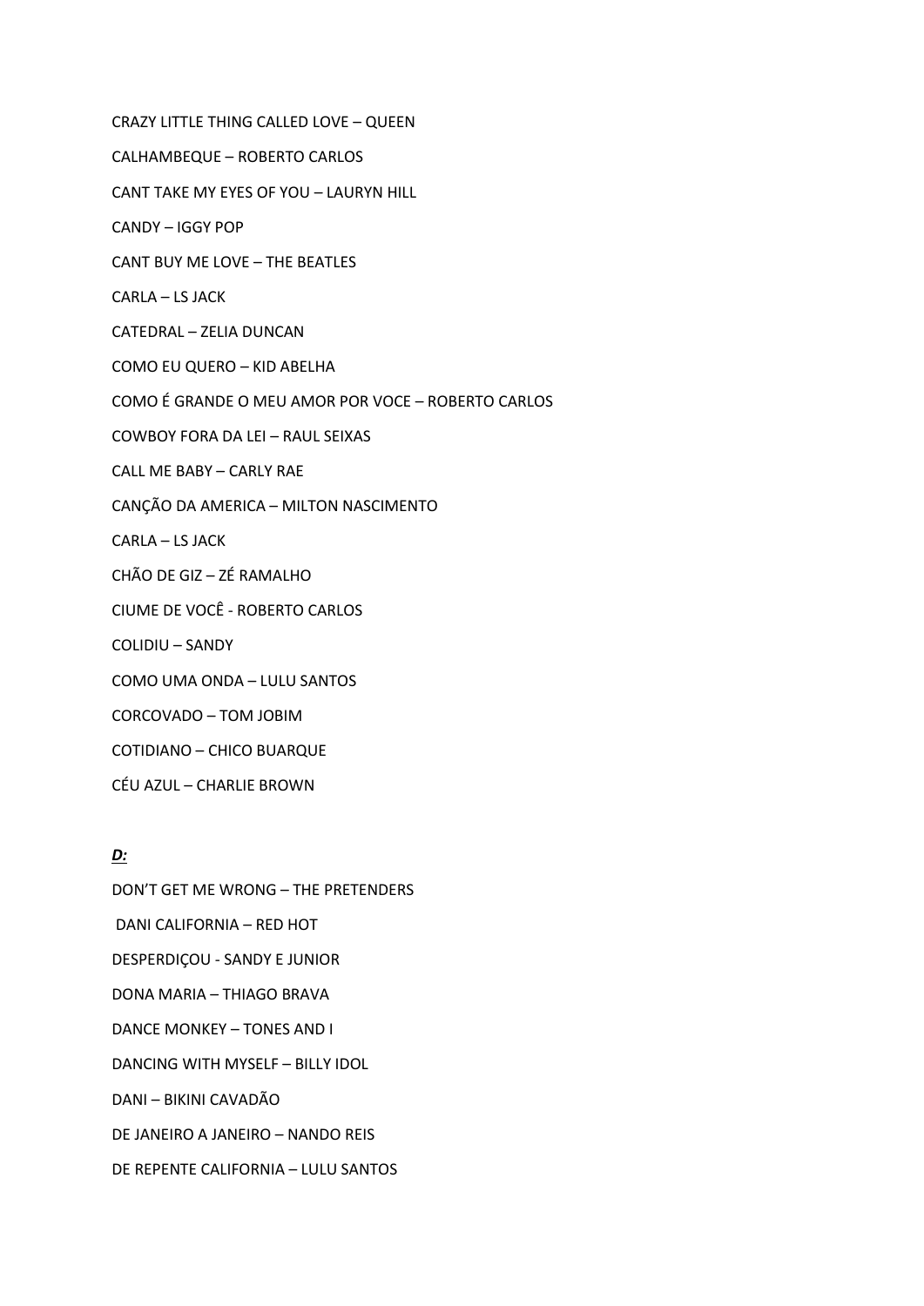CRAZY LITTLE THING CALLED LOVE – QUEEN

CALHAMBEQUE – ROBERTO CARLOS

CANT TAKE MY EYES OF YOU – LAURYN HILL

CANDY – IGGY POP

CANT BUY ME LOVE – THE BEATLES

CARLA – LS JACK

CATEDRAL – ZELIA DUNCAN

COMO EU QUERO – KID ABELHA

COMO É GRANDE O MEU AMOR POR VOCE – ROBERTO CARLOS

COWBOY FORA DA LEI – RAUL SEIXAS

CALL ME BABY – CARLY RAE

CANÇÃO DA AMERICA – MILTON NASCIMENTO

CARLA – LS JACK

CHÃO DE GIZ – ZÉ RAMALHO

CIUME DE VOCÊ - ROBERTO CARLOS

COLIDIU – SANDY

COMO UMA ONDA – LULU SANTOS

CORCOVADO – TOM JOBIM

COTIDIANO – CHICO BUARQUE

CÉU AZUL – CHARLIE BROWN

***D:***

DON'T GET ME WRONG – THE PRETENDERS

DANI CALIFORNIA – RED HOT

DESPERDIÇOU - SANDY E JUNIOR

DONA MARIA – THIAGO BRAVA

DANCE MONKEY – TONES AND I

DANCING WITH MYSELF – BILLY IDOL

DANI – BIKINI CAVADÃO

DE JANEIRO A JANEIRO – NANDO REIS

DE REPENTE CALIFORNIA – LULU SANTOS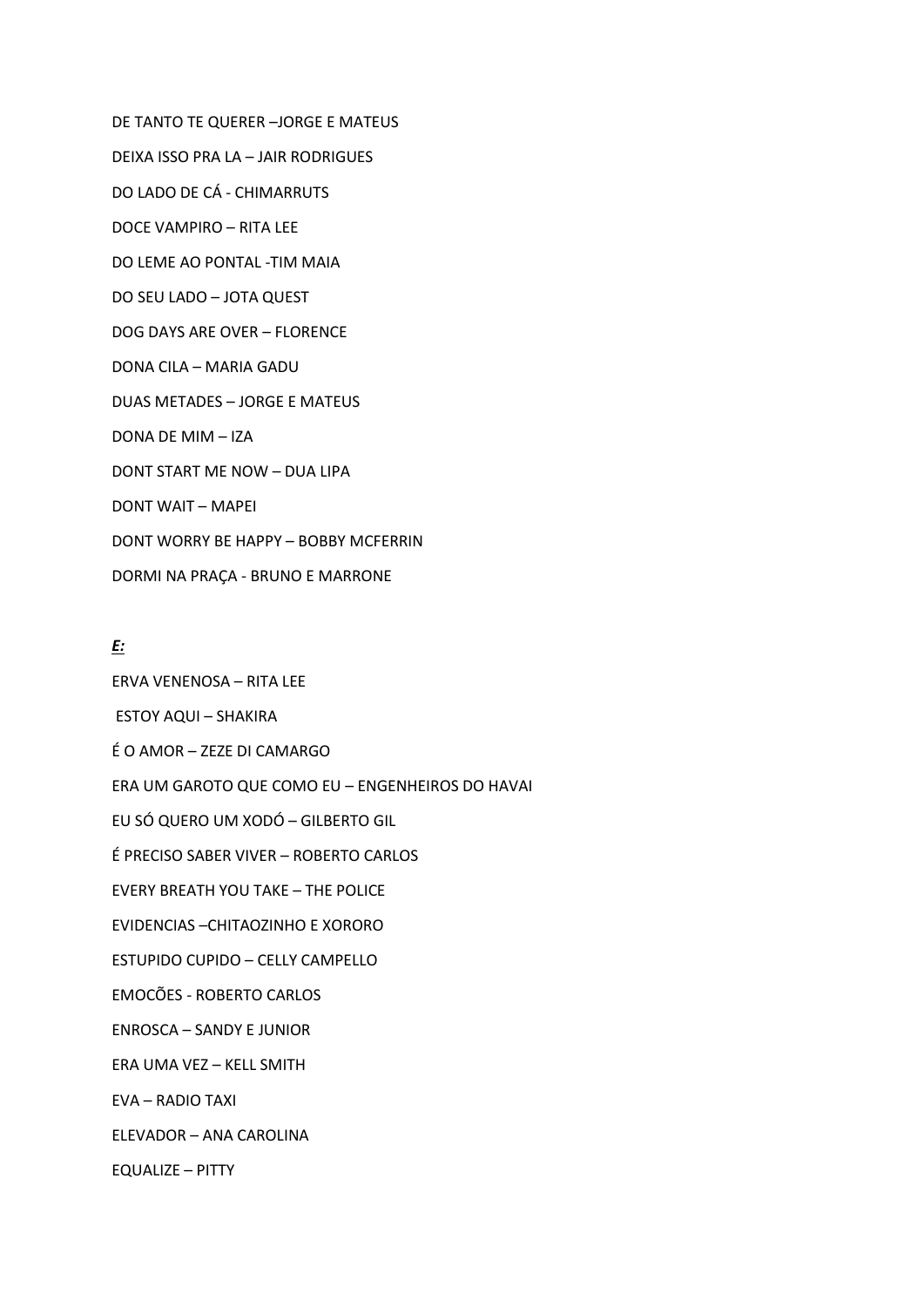DE TANTO TE QUERER –JORGE E MATEUS

DEIXA ISSO PRA LA – JAIR RODRIGUES

DO LADO DE CÁ - CHIMARRUTS

DOCE VAMPIRO – RITA LEE

DO LEME AO PONTAL -TIM MAIA

DO SEU LADO – JOTA QUEST

DOG DAYS ARE OVER – FLORENCE

DONA CILA – MARIA GADU

DUAS METADES – JORGE E MATEUS

DONA DE MIM – IZA

DONT START ME NOW – DUA LIPA

DONT WAIT – MAPEI

DONT WORRY BE HAPPY – BOBBY MCFERRIN

DORMI NA PRAÇA - BRUNO E MARRONE

***E:***

ERVA VENENOSA – RITA LEE

ESTOY AQUI – SHAKIRA

É O AMOR – ZEZE DI CAMARGO

ERA UM GAROTO QUE COMO EU – ENGENHEIROS DO HAVAI

EU SÓ QUERO UM XODÓ – GILBERTO GIL

É PRECISO SABER VIVER – ROBERTO CARLOS

EVERY BREATH YOU TAKE – THE POLICE

EVIDENCIAS –CHITAOZINHO E XORORO

ESTUPIDO CUPIDO – CELLY CAMPELLO

EMOCÕES - ROBERTO CARLOS

ENROSCA – SANDY E JUNIOR

ERA UMA VEZ – KELL SMITH

EVA – RADIO TAXI

ELEVADOR – ANA CAROLINA

EQUALIZE – PITTY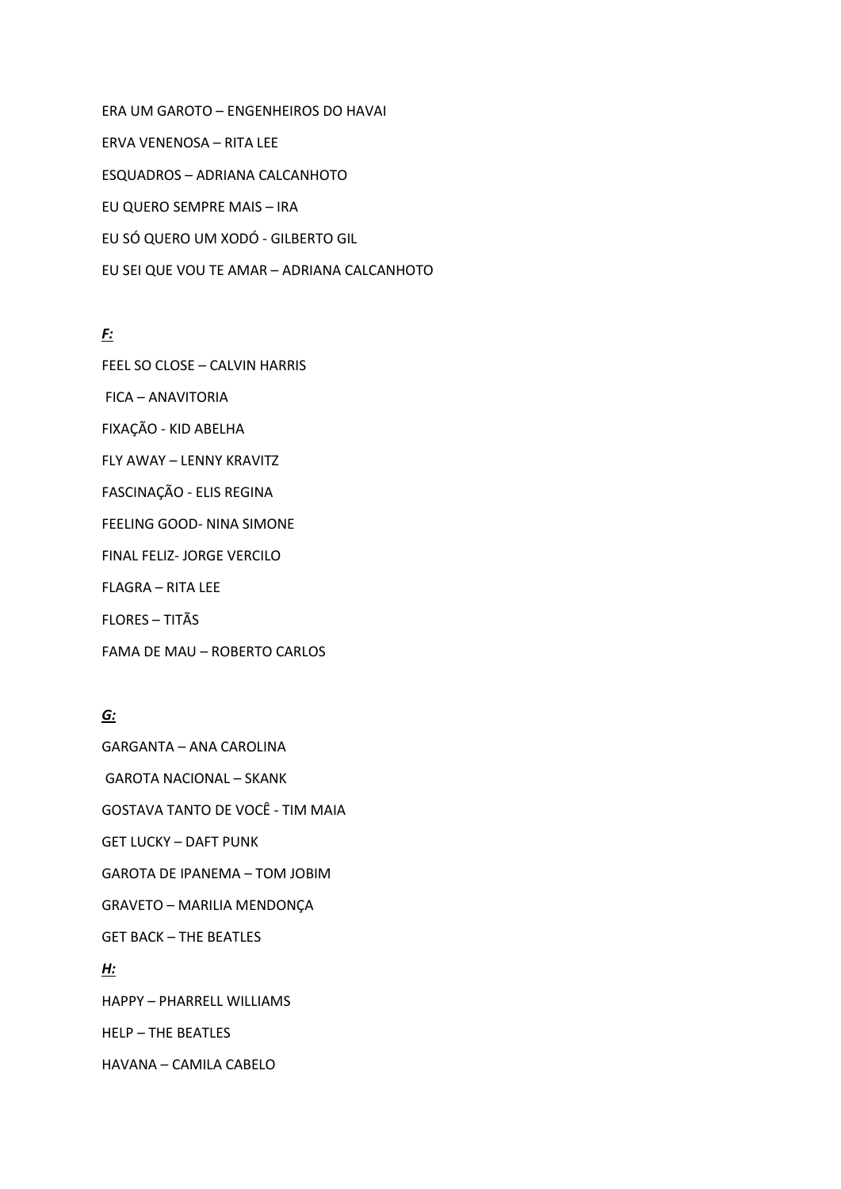ERA UM GAROTO – ENGENHEIROS DO HAVAI

ERVA VENENOSA – RITA LEE

ESQUADROS – ADRIANA CALCANHOTO

EU QUERO SEMPRE MAIS – IRA

EU SÓ QUERO UM XODÓ - GILBERTO GIL

EU SEI QUE VOU TE AMAR – ADRIANA CALCANHOTO

***F:***

FEEL SO CLOSE – CALVIN HARRIS

FICA – ANAVITORIA

FIXAÇÃO - KID ABELHA

FLY AWAY – LENNY KRAVITZ

FASCINAÇÃO - ELIS REGINA

FEELING GOOD- NINA SIMONE

FINAL FELIZ- JORGE VERCILO

FLAGRA – RITA LEE

FLORES – TITÃS

FAMA DE MAU – ROBERTO CARLOS

***G:***

GARGANTA – ANA CAROLINA

GAROTA NACIONAL – SKANK

GOSTAVA TANTO DE VOCÊ - TIM MAIA

GET LUCKY – DAFT PUNK

GAROTA DE IPANEMA – TOM JOBIM

GRAVETO – MARILIA MENDONÇA

GET BACK – THE BEATLES

***H:***

HAPPY – PHARRELL WILLIAMS

HELP – THE BEATLES

HAVANA – CAMILA CABELO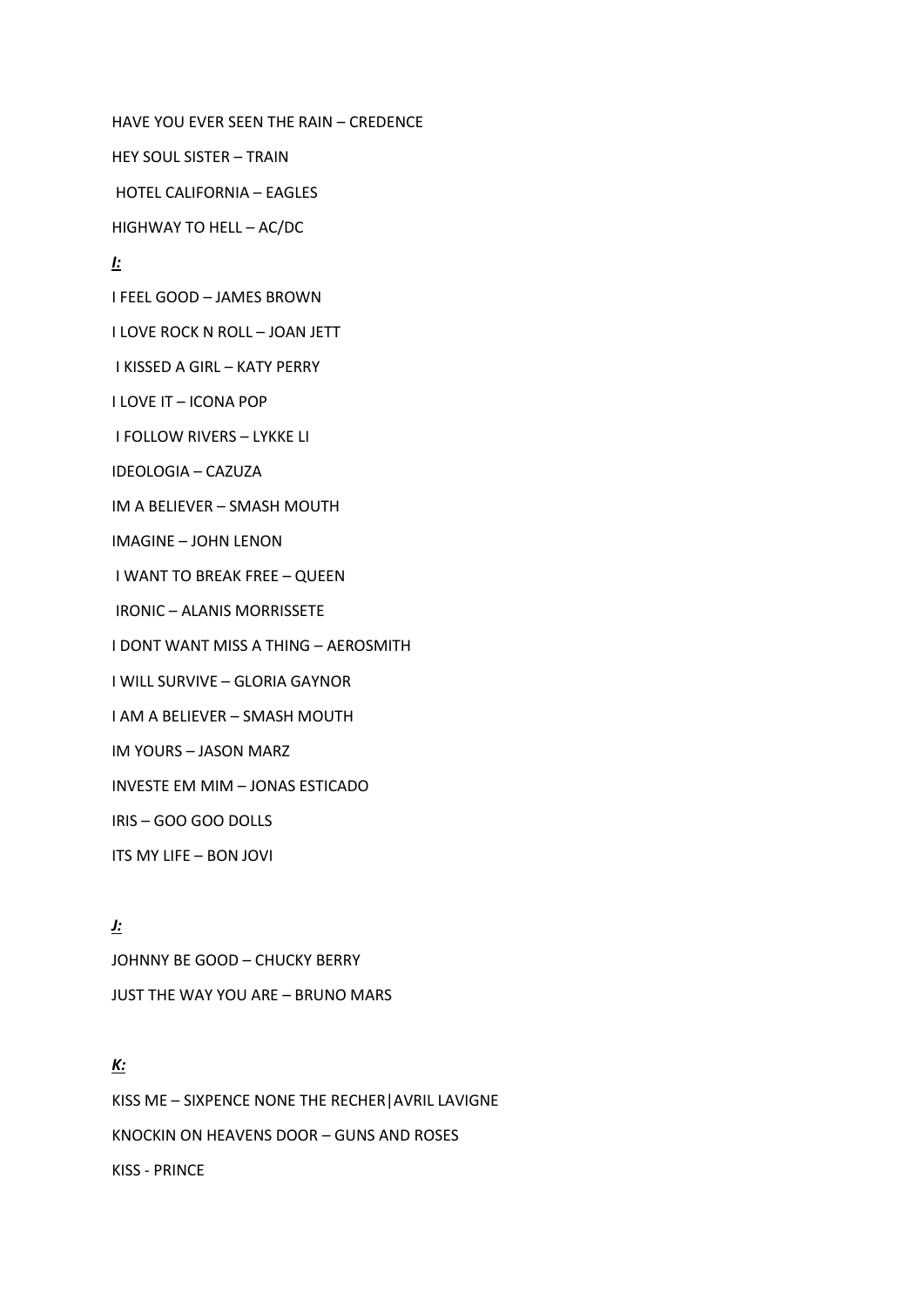HAVE YOU EVER SEEN THE RAIN – CREDENCE

HEY SOUL SISTER – TRAIN

HOTEL CALIFORNIA – EAGLES

HIGHWAY TO HELL – AC/DC

***I:***

I FEEL GOOD – JAMES BROWN

I LOVE ROCK N ROLL – JOAN JETT

I KISSED A GIRL – KATY PERRY

I LOVE IT – ICONA POP

I FOLLOW RIVERS – LYKKE LI

IDEOLOGIA – CAZUZA

IM A BELIEVER – SMASH MOUTH

IMAGINE – JOHN LENON

I WANT TO BREAK FREE – QUEEN

IRONIC – ALANIS MORRISSETE

I DONT WANT MISS A THING – AEROSMITH

I WILL SURVIVE – GLORIA GAYNOR

I AM A BELIEVER – SMASH MOUTH

IM YOURS – JASON MARZ

INVESTE EM MIM – JONAS ESTICADO

IRIS – GOO GOO DOLLS

ITS MY LIFE – BON JOVI

***J:***

JOHNNY BE GOOD – CHUCKY BERRY

JUST THE WAY YOU ARE – BRUNO MARS

***K:***

KISS ME – SIXPENCE NONE THE RECHER|AVRIL LAVIGNE

KNOCKIN ON HEAVENS DOOR – GUNS AND ROSES

KISS - PRINCE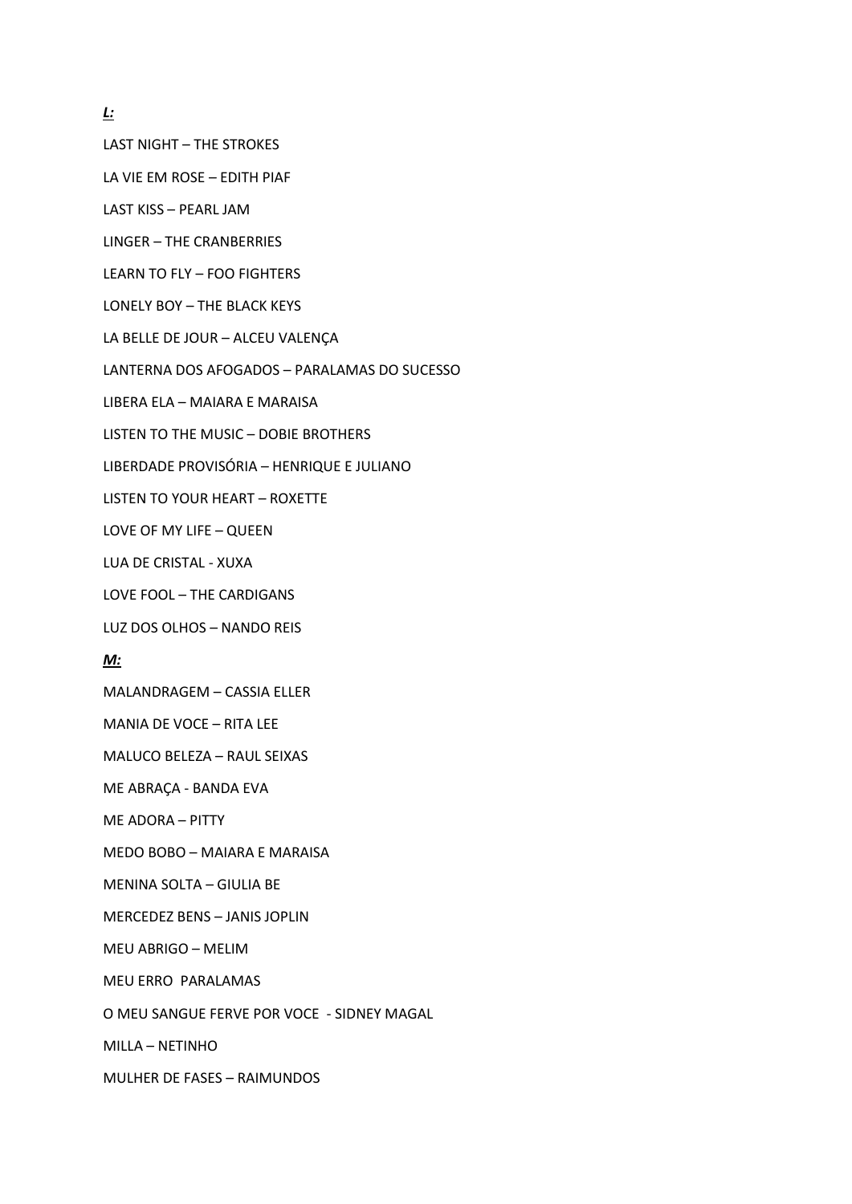***L:***

LAST NIGHT – THE STROKES

LA VIE EM ROSE – EDITH PIAF

LAST KISS – PEARL JAM

LINGER – THE CRANBERRIES

LEARN TO FLY – FOO FIGHTERS

LONELY BOY – THE BLACK KEYS

LA BELLE DE JOUR – ALCEU VALENÇA

LANTERNA DOS AFOGADOS – PARALAMAS DO SUCESSO

LIBERA ELA – MAIARA E MARAISA

LISTEN TO THE MUSIC – DOBIE BROTHERS

LIBERDADE PROVISÓRIA – HENRIQUE E JULIANO

LISTEN TO YOUR HEART – ROXETTE

LOVE OF MY LIFE – QUEEN

LUA DE CRISTAL - XUXA

LOVE FOOL – THE CARDIGANS

LUZ DOS OLHOS – NANDO REIS

***M:***

MALANDRAGEM – CASSIA ELLER

MANIA DE VOCE – RITA LEE

MALUCO BELEZA – RAUL SEIXAS

ME ABRAÇA - BANDA EVA

ME ADORA – PITTY

MEDO BOBO – MAIARA E MARAISA

MENINA SOLTA – GIULIA BE

MERCEDEZ BENS – JANIS JOPLIN

MEU ABRIGO – MELIM

MEU ERRO PARALAMAS

O MEU SANGUE FERVE POR VOCE - SIDNEY MAGAL

MILLA – NETINHO

MULHER DE FASES – RAIMUNDOS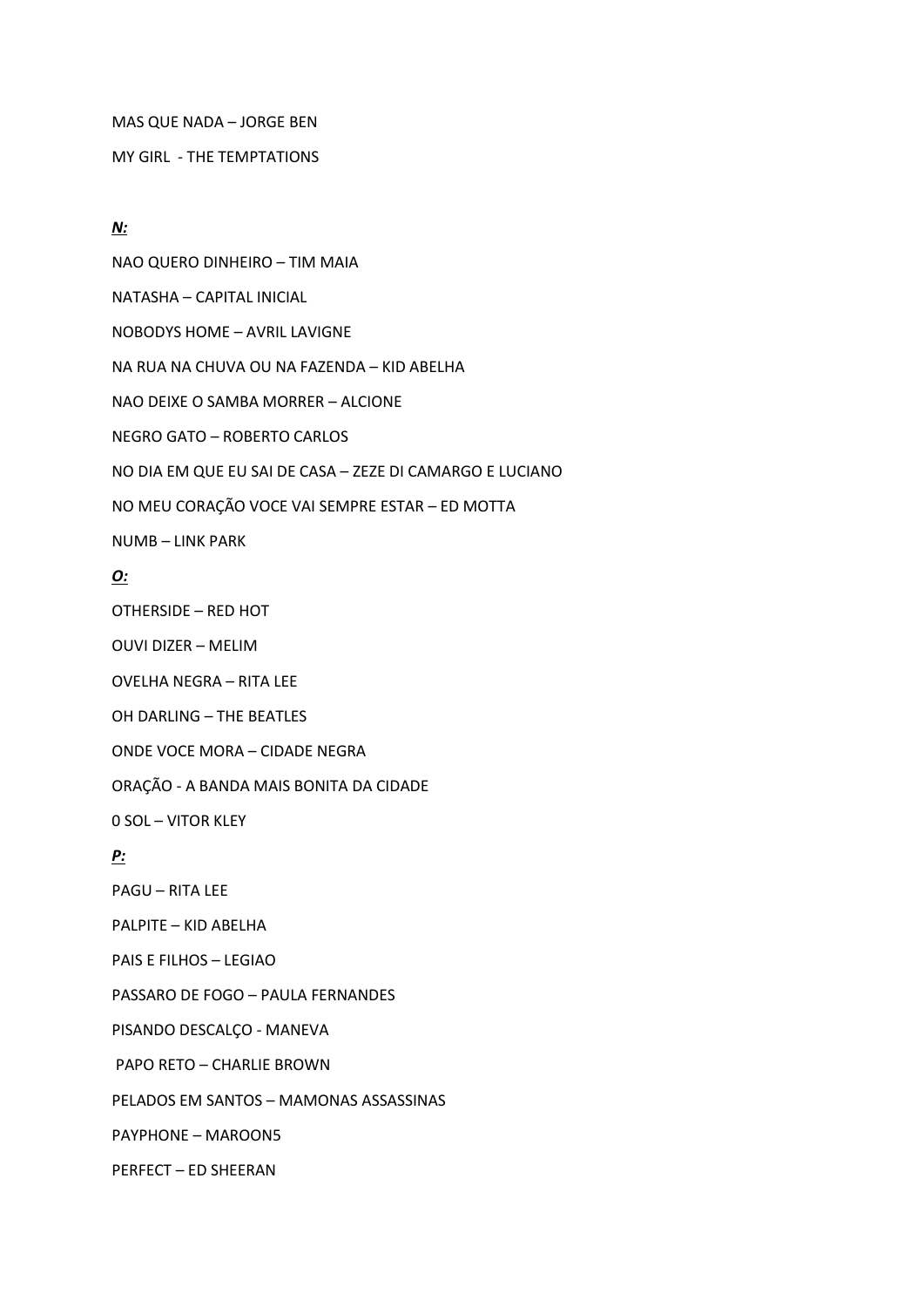MAS QUE NADA – JORGE BEN

MY GIRL - THE TEMPTATIONS

***N:***

NAO QUERO DINHEIRO – TIM MAIA

NATASHA – CAPITAL INICIAL

NOBODYS HOME – AVRIL LAVIGNE

NA RUA NA CHUVA OU NA FAZENDA – KID ABELHA

NAO DEIXE O SAMBA MORRER – ALCIONE

NEGRO GATO – ROBERTO CARLOS

NO DIA EM QUE EU SAI DE CASA – ZEZE DI CAMARGO E LUCIANO

NO MEU CORAÇÃO VOCE VAI SEMPRE ESTAR – ED MOTTA

NUMB – LINK PARK

***O:***

OTHERSIDE – RED HOT

OUVI DIZER – MELIM

OVELHA NEGRA – RITA LEE

OH DARLING – THE BEATLES

ONDE VOCE MORA – CIDADE NEGRA

ORAÇÃO - A BANDA MAIS BONITA DA CIDADE

0 SOL – VITOR KLEY

***P:***

PAGU – RITA LEE

PALPITE – KID ABELHA

PAIS E FILHOS – LEGIAO

PASSARO DE FOGO – PAULA FERNANDES

PISANDO DESCALÇO - MANEVA

PAPO RETO – CHARLIE BROWN

PELADOS EM SANTOS – MAMONAS ASSASSINAS

PAYPHONE – MAROON5

PERFECT – ED SHEERAN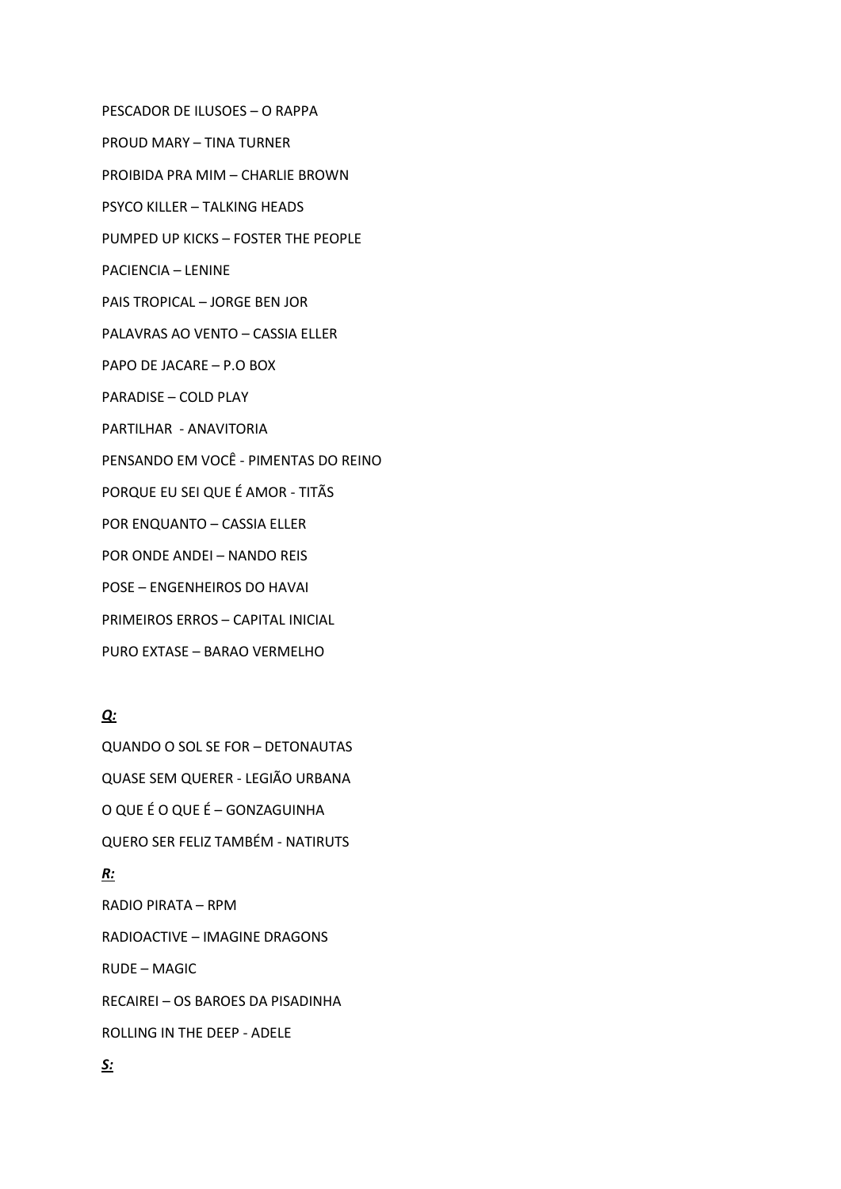PESCADOR DE ILUSOES – O RAPPA

PROUD MARY – TINA TURNER

PROIBIDA PRA MIM – CHARLIE BROWN

PSYCO KILLER – TALKING HEADS

PUMPED UP KICKS – FOSTER THE PEOPLE

PACIENCIA – LENINE

PAIS TROPICAL – JORGE BEN JOR

PALAVRAS AO VENTO – CASSIA ELLER

PAPO DE JACARE – P.O BOX

PARADISE – COLD PLAY

PARTILHAR - ANAVITORIA

PENSANDO EM VOCÊ - PIMENTAS DO REINO

PORQUE EU SEI QUE É AMOR - TITÃS

POR ENQUANTO – CASSIA ELLER

POR ONDE ANDEI – NANDO REIS

POSE – ENGENHEIROS DO HAVAI

PRIMEIROS ERROS – CAPITAL INICIAL

PURO EXTASE – BARAO VERMELHO

***Q:***

QUANDO O SOL SE FOR – DETONAUTAS

QUASE SEM QUERER - LEGIÃO URBANA

O QUE É O QUE É – GONZAGUINHA

QUERO SER FELIZ TAMBÉM - NATIRUTS

***R:***

RADIO PIRATA – RPM

RADIOACTIVE – IMAGINE DRAGONS

RUDE – MAGIC

RECAIREI – OS BAROES DA PISADINHA

ROLLING IN THE DEEP - ADELE

***S:***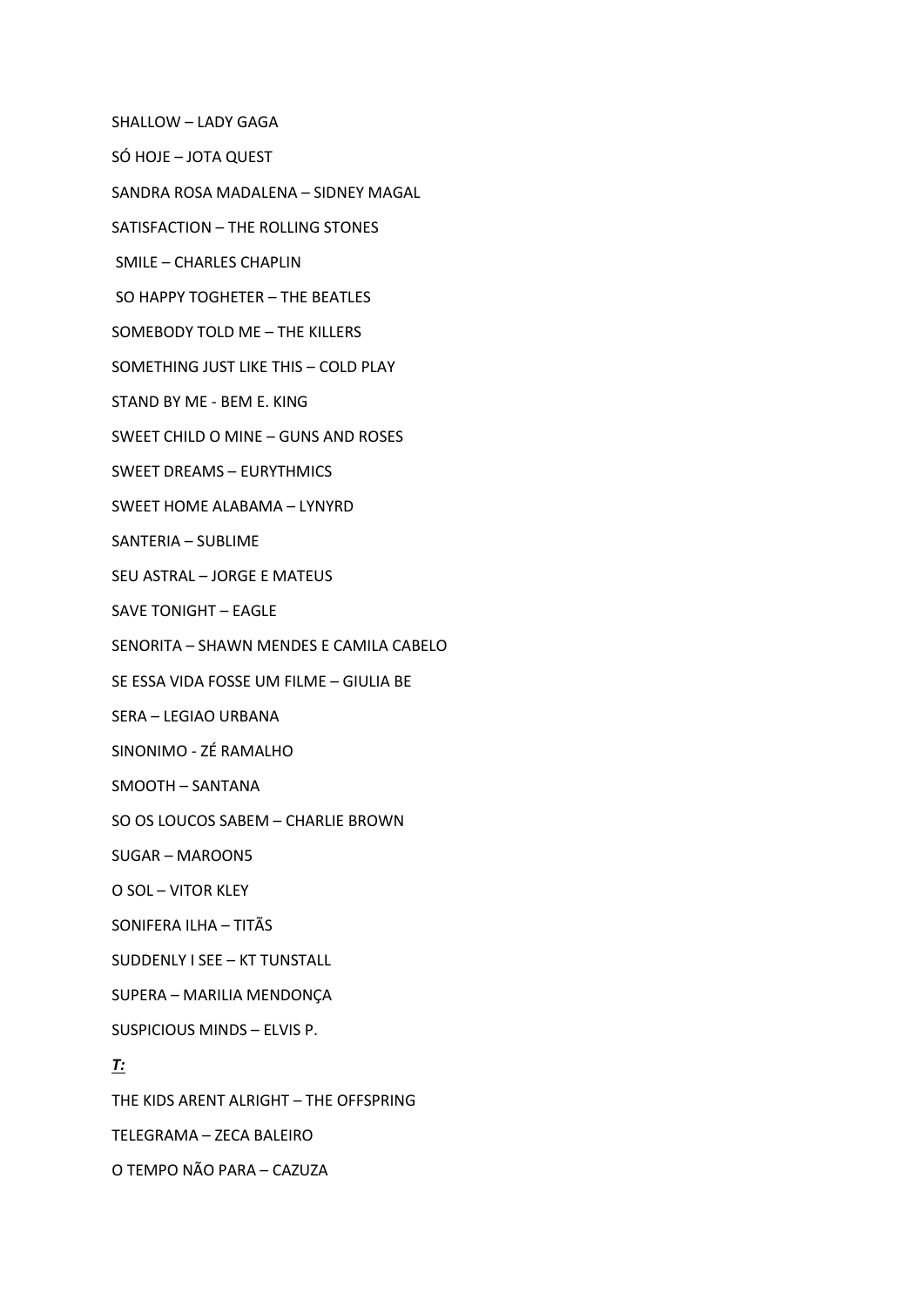SHALLOW – LADY GAGA

SÓ HOJE – JOTA QUEST

SANDRA ROSA MADALENA – SIDNEY MAGAL

SATISFACTION – THE ROLLING STONES

SMILE – CHARLES CHAPLIN

SO HAPPY TOGHETER – THE BEATLES

SOMEBODY TOLD ME – THE KILLERS

SOMETHING JUST LIKE THIS – COLD PLAY

STAND BY ME - BEM E. KING

SWEET CHILD O MINE – GUNS AND ROSES

SWEET DREAMS – EURYTHMICS

SWEET HOME ALABAMA – LYNYRD

SANTERIA – SUBLIME

SEU ASTRAL – JORGE E MATEUS

SAVE TONIGHT – EAGLE

SENORITA – SHAWN MENDES E CAMILA CABELO

SE ESSA VIDA FOSSE UM FILME – GIULIA BE

SERA – LEGIAO URBANA

SINONIMO - ZÉ RAMALHO

SMOOTH – SANTANA

SO OS LOUCOS SABEM – CHARLIE BROWN

SUGAR – MAROON5

O SOL – VITOR KLEY

SONIFERA ILHA – TITÃS

SUDDENLY I SEE – KT TUNSTALL

SUPERA – MARILIA MENDONÇA

SUSPICIOUS MINDS – ELVIS P.

***T:***

THE KIDS ARENT ALRIGHT – THE OFFSPRING

TELEGRAMA – ZECA BALEIRO

O TEMPO NÃO PARA – CAZUZA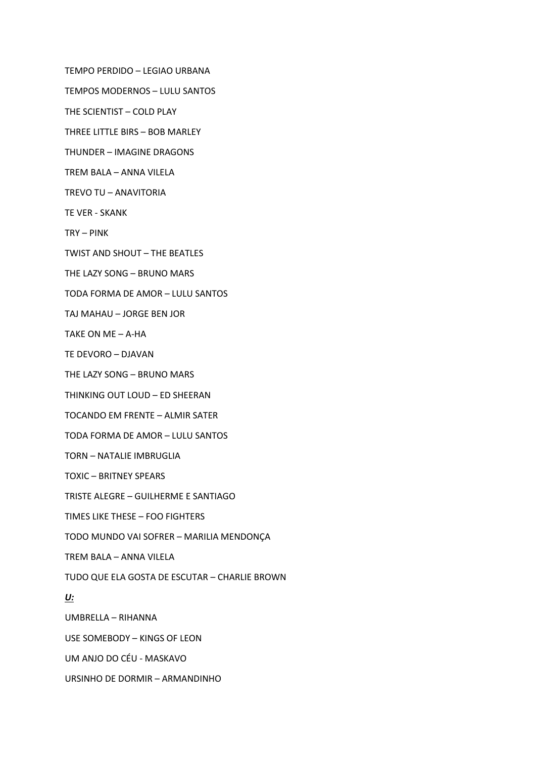TEMPO PERDIDO – LEGIAO URBANA

TEMPOS MODERNOS – LULU SANTOS

THE SCIENTIST – COLD PLAY

THREE LITTLE BIRS – BOB MARLEY

THUNDER – IMAGINE DRAGONS

TREM BALA – ANNA VILELA

TREVO TU – ANAVITORIA

TE VER - SKANK

TRY – PINK

TWIST AND SHOUT – THE BEATLES

THE LAZY SONG – BRUNO MARS

TODA FORMA DE AMOR – LULU SANTOS

TAJ MAHAU – JORGE BEN JOR

TAKE ON ME – A-HA

TE DEVORO – DJAVAN

THE LAZY SONG – BRUNO MARS

THINKING OUT LOUD – ED SHEERAN

TOCANDO EM FRENTE – ALMIR SATER

TODA FORMA DE AMOR – LULU SANTOS

TORN – NATALIE IMBRUGLIA

TOXIC – BRITNEY SPEARS

TRISTE ALEGRE – GUILHERME E SANTIAGO

TIMES LIKE THESE – FOO FIGHTERS

TODO MUNDO VAI SOFRER – MARILIA MENDONÇA

TREM BALA – ANNA VILELA

TUDO QUE ELA GOSTA DE ESCUTAR – CHARLIE BROWN

***U:***

UMBRELLA – RIHANNA

USE SOMEBODY – KINGS OF LEON

UM ANJO DO CÉU - MASKAVO

URSINHO DE DORMIR – ARMANDINHO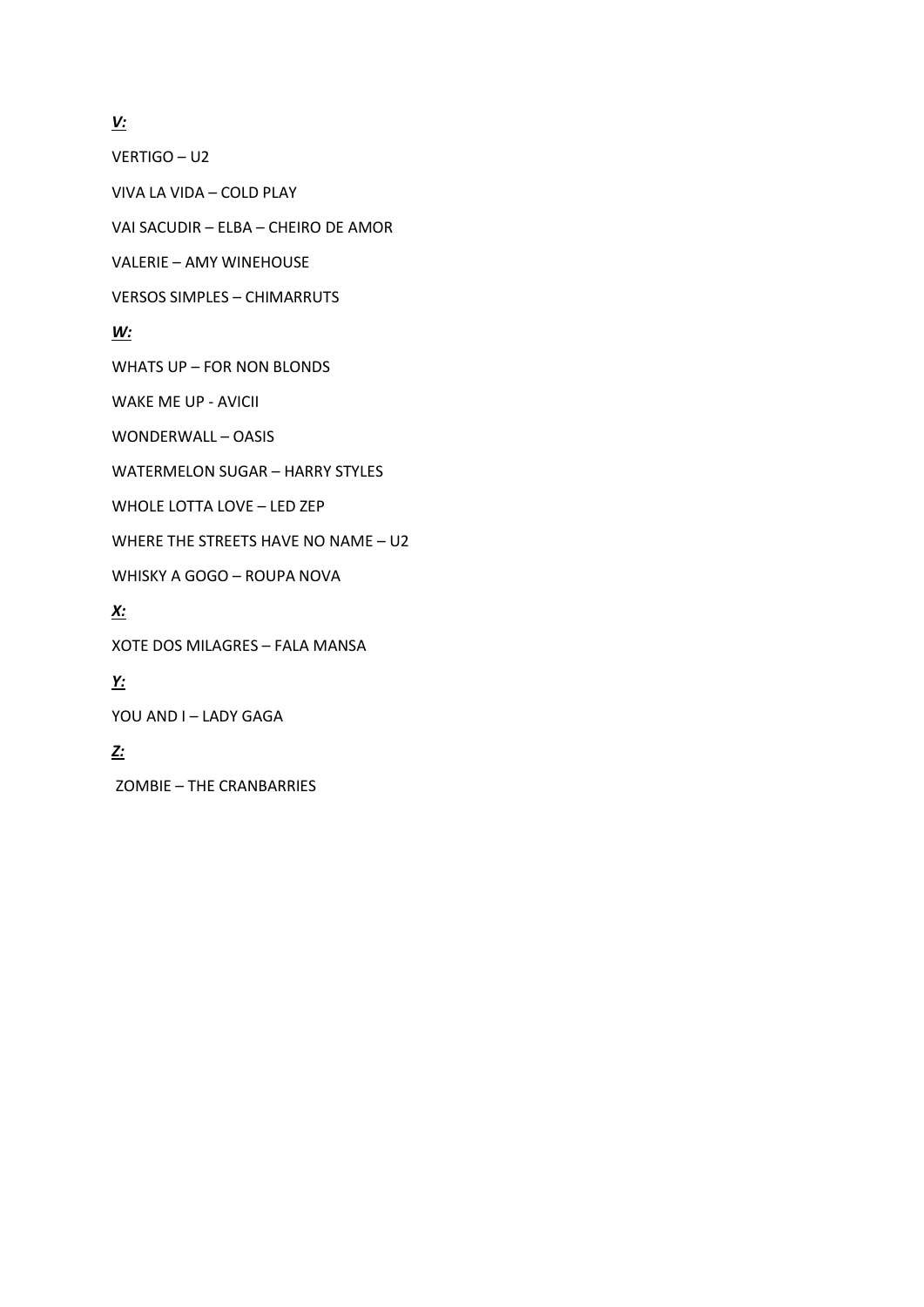***V:***

VERTIGO – U2

VIVA LA VIDA – COLD PLAY

VAI SACUDIR – ELBA – CHEIRO DE AMOR

VALERIE – AMY WINEHOUSE

VERSOS SIMPLES – CHIMARRUTS

***W:***

WHATS UP – FOR NON BLONDS

WAKE ME UP - AVICII

WONDERWALL – OASIS

WATERMELON SUGAR – HARRY STYLES

WHOLE LOTTA LOVE – LED ZEP

WHERE THE STREETS HAVE NO NAME – U2

WHISKY A GOGO – ROUPA NOVA

***X:***

XOTE DOS MILAGRES – FALA MANSA

***Y:***

YOU AND I – LADY GAGA

***Z:***

ZOMBIE – THE CRANBARRIES